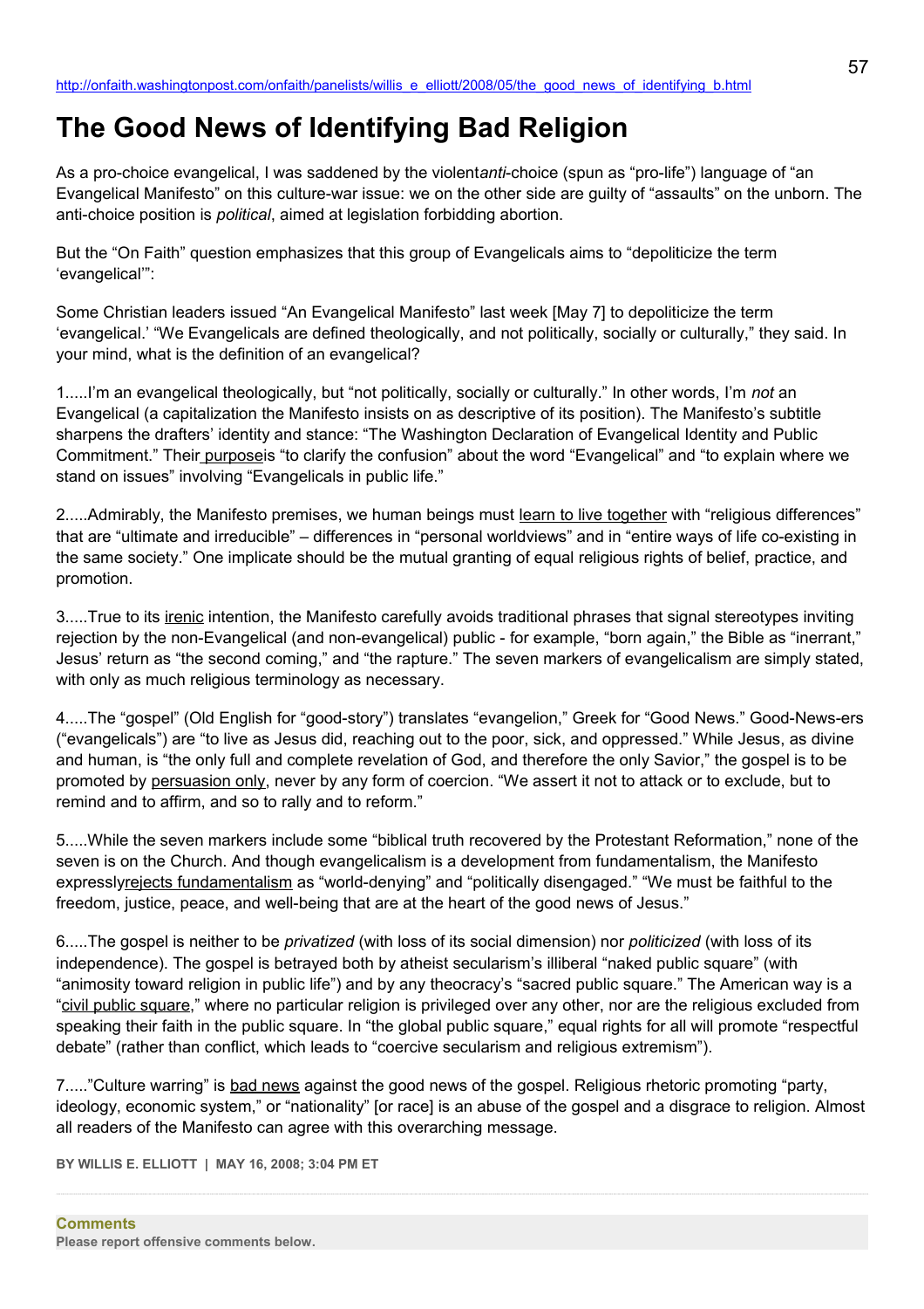http://onfaith.washingtonpost.com/onfaith/panelists/willis_e_elliott/2008/05/the_good_news_of_identifying_b.html

# The Good News of Identifying Bad Religion

As a pro-choice evangelical, I was saddened by the violent*anti*-choice (spun as "pro-life") language of "an Evangelical Manifesto" on this culture-war issue: we on the other side are guilty of "assaults" on the unborn. The anti-choice position is *political*, aimed at legislation forbidding abortion.

But the "On Faith" question emphasizes that this group of Evangelicals aims to "depoliticize the term 'evangelical'":

Some Christian leaders issued "An Evangelical Manifesto" last week [May 7] to depoliticize the term 'evangelical.' "We Evangelicals are defined theologically, and not politically, socially or culturally," they said. In your mind, what is the definition of an evangelical?

1.....I'm an evangelical theologically, but "not politically, socially or culturally." In other words, I'm *not* an Evangelical (a capitalization the Manifesto insists on as descriptive of its position). The Manifesto's subtitle sharpens the drafters' identity and stance: "The Washington Declaration of Evangelical Identity and Public Commitment." Their purposeis "to clarify the confusion" about the word "Evangelical" and "to explain where we stand on issues" involving "Evangelicals in public life."

2.....Admirably, the Manifesto premises, we human beings must learn to live together with "religious differences" that are "ultimate and irreducible" – differences in "personal worldviews" and in "entire ways of life co-existing in the same society." One implicate should be the mutual granting of equal religious rights of belief, practice, and promotion.

3.....True to its irenic intention, the Manifesto carefully avoids traditional phrases that signal stereotypes inviting rejection by the non-Evangelical (and non-evangelical) public - for example, "born again," the Bible as "inerrant," Jesus' return as "the second coming," and "the rapture." The seven markers of evangelicalism are simply stated, with only as much religious terminology as necessary.

4.....The "gospel" (Old English for "good-story") translates "evangelion," Greek for "Good News." Good-News-ers ("evangelicals") are "to live as Jesus did, reaching out to the poor, sick, and oppressed." While Jesus, as divine and human, is "the only full and complete revelation of God, and therefore the only Savior," the gospel is to be promoted by persuasion only, never by any form of coercion. "We assert it not to attack or to exclude, but to remind and to affirm, and so to rally and to reform."

5.....While the seven markers include some "biblical truth recovered by the Protestant Reformation," none of the seven is on the Church. And though evangelicalism is a development from fundamentalism, the Manifesto expresslyrejects fundamentalism as "world-denying" and "politically disengaged." "We must be faithful to the freedom, justice, peace, and well-being that are at the heart of the good news of Jesus."

6.....The gospel is neither to be *privatized* (with loss of its social dimension) nor *politicized* (with loss of its independence). The gospel is betrayed both by atheist secularism's illiberal "naked public square" (with "animosity toward religion in public life") and by any theocracy's "sacred public square." The American way is a "civil public square," where no particular religion is privileged over any other, nor are the religious excluded from speaking their faith in the public square. In "the global public square," equal rights for all will promote "respectful debate" (rather than conflict, which leads to "coercive secularism and religious extremism").

7....."Culture warring" is bad news against the good news of the gospel. Religious rhetoric promoting "party, ideology, economic system," or "nationality" [or race] is an abuse of the gospel and a disgrace to religion. Almost all readers of the Manifesto can agree with this overarching message.

**BY WILLIS E. ELLIOTT | MAY 16, 2008; 3:04 PM ET**

**Comments**

**Please report offensive comments below.**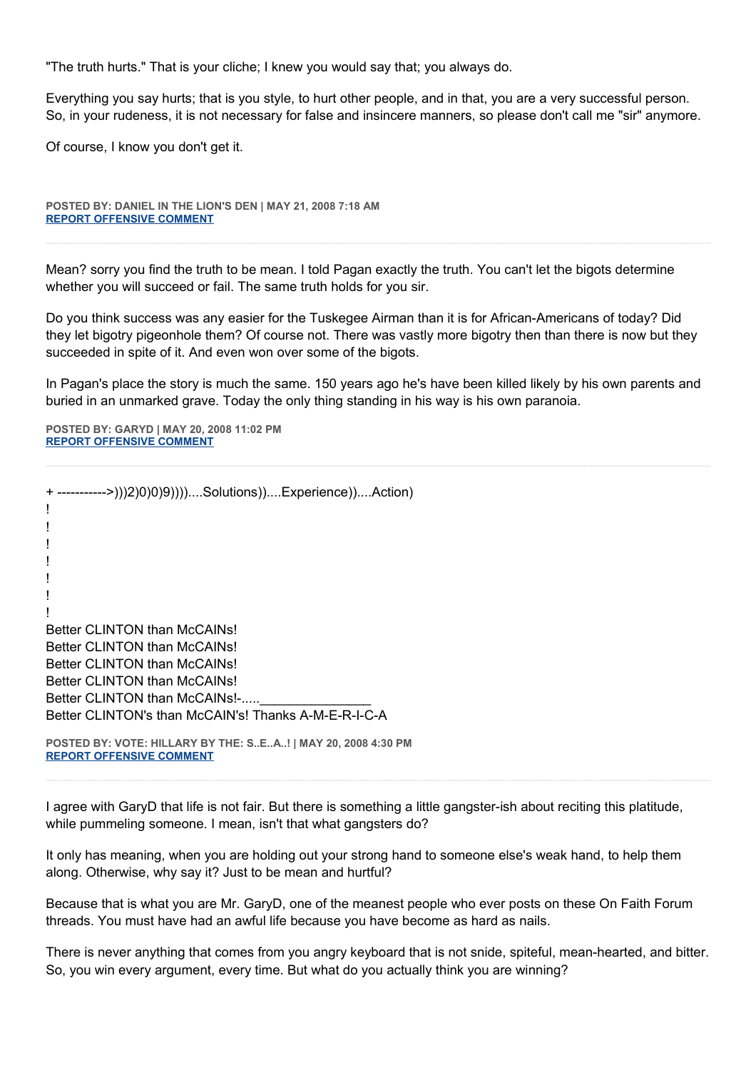"The truth hurts." That is your cliche; I knew you would say that; you always do.

Everything you say hurts; that is you style, to hurt other people, and in that, you are a very successful person. So, in your rudeness, it is not necessary for false and insincere manners, so please don't call me "sir" anymore.

Of course, I know you don't get it.

**POSTED BY: DANIEL IN THE LION'S DEN | MAY 21, 2008 7:18 AM**
**REPORT OFFENSIVE COMMENT**

---

Mean? sorry you find the truth to be mean. I told Pagan exactly the truth. You can't let the bigots determine whether you will succeed or fail. The same truth holds for you sir.

Do you think success was any easier for the Tuskegee Airman than it is for African-Americans of today? Did they let bigotry pigeonhole them? Of course not. There was vastly more bigotry then than there is now but they succeeded in spite of it. And even won over some of the bigots.

In Pagan's place the story is much the same. 150 years ago he's have been killed likely by his own parents and buried in an unmarked grave. Today the only thing standing in his way is his own paranoia.

**POSTED BY: GARYD | MAY 20, 2008 11:02 PM**
**REPORT OFFENSIVE COMMENT**

---

+ ----------->)))2)0)0)9))))....Solutions))....Experience))....Action)
!
!
!
!
!
!
!
Better CLINTON than McCAINs!
Better CLINTON than McCAINs!
Better CLINTON than McCAINs!
Better CLINTON than McCAINs!
Better CLINTON than McCAINs!-....._______________
Better CLINTON's than McCAIN's! Thanks A-M-E-R-I-C-A

**POSTED BY: VOTE: HILLARY BY THE: S..E..A..! | MAY 20, 2008 4:30 PM**
**REPORT OFFENSIVE COMMENT**

---

I agree with GaryD that life is not fair. But there is something a little gangster-ish about reciting this platitude, while pummeling someone. I mean, isn't that what gangsters do?

It only has meaning, when you are holding out your strong hand to someone else's weak hand, to help them along. Otherwise, why say it? Just to be mean and hurtful?

Because that is what you are Mr. GaryD, one of the meanest people who ever posts on these On Faith Forum threads. You must have had an awful life because you have become as hard as nails.

There is never anything that comes from you angry keyboard that is not snide, spiteful, mean-hearted, and bitter. So, you win every argument, every time. But what do you actually think you are winning?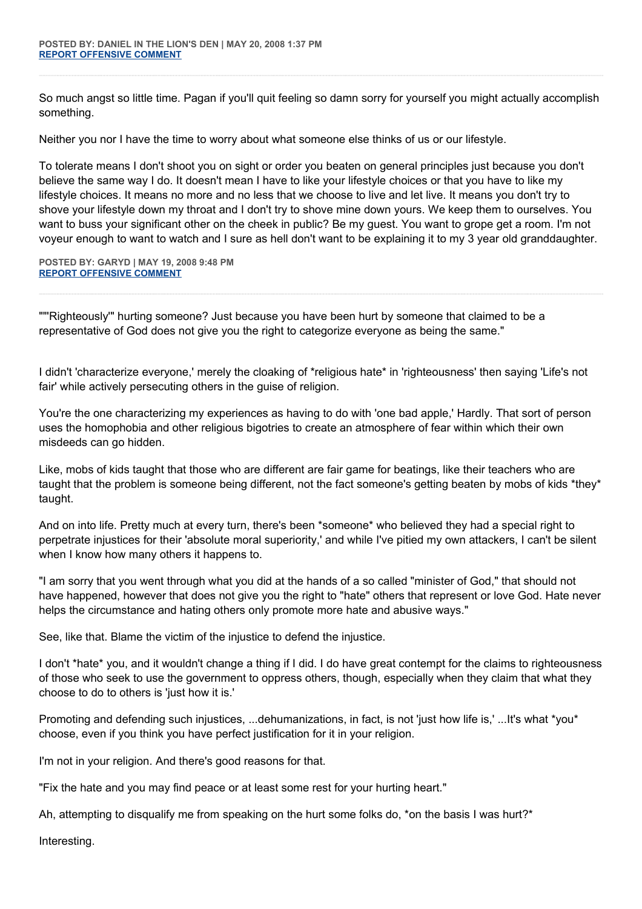**POSTED BY: DANIEL IN THE LION'S DEN | MAY 20, 2008 1:37 PM**
**REPORT OFFENSIVE COMMENT**

---

So much angst so little time. Pagan if you'll quit feeling so damn sorry for yourself you might actually accomplish something.

Neither you nor I have the time to worry about what someone else thinks of us or our lifestyle.

To tolerate means I don't shoot you on sight or order you beaten on general principles just because you don't believe the same way I do. It doesn't mean I have to like your lifestyle choices or that you have to like my lifestyle choices. It means no more and no less that we choose to live and let live. It means you don't try to shove your lifestyle down my throat and I don't try to shove mine down yours. We keep them to ourselves. You want to buss your significant other on the cheek in public? Be my guest. You want to grope get a room. I'm not voyeur enough to want to watch and I sure as hell don't want to be explaining it to my 3 year old granddaughter.

**POSTED BY: GARYD | MAY 19, 2008 9:48 PM**
**REPORT OFFENSIVE COMMENT**

---

""Righteously'" hurting someone? Just because you have been hurt by someone that claimed to be a representative of God does not give you the right to categorize everyone as being the same."

I didn't 'characterize everyone,' merely the cloaking of *religious hate* in 'righteousness' then saying 'Life's not fair' while actively persecuting others in the guise of religion.

You're the one characterizing my experiences as having to do with 'one bad apple,' Hardly. That sort of person uses the homophobia and other religious bigotries to create an atmosphere of fear within which their own misdeeds can go hidden.

Like, mobs of kids taught that those who are different are fair game for beatings, like their teachers who are taught that the problem is someone being different, not the fact someone's getting beaten by mobs of kids *they* taught.

And on into life. Pretty much at every turn, there's been *someone* who believed they had a special right to perpetrate injustices for their 'absolute moral superiority,' and while I've pitied my own attackers, I can't be silent when I know how many others it happens to.

"I am sorry that you went through what you did at the hands of a so called "minister of God," that should not have happened, however that does not give you the right to "hate" others that represent or love God. Hate never helps the circumstance and hating others only promote more hate and abusive ways."

See, like that. Blame the victim of the injustice to defend the injustice.

I don't *hate* you, and it wouldn't change a thing if I did. I do have great contempt for the claims to righteousness of those who seek to use the government to oppress others, though, especially when they claim that what they choose to do to others is 'just how it is.'

Promoting and defending such injustices, ...dehumanizations, in fact, is not 'just how life is,' ...It's what *you* choose, even if you think you have perfect justification for it in your religion.

I'm not in your religion. And there's good reasons for that.

"Fix the hate and you may find peace or at least some rest for your hurting heart."

Ah, attempting to disqualify me from speaking on the hurt some folks do, *on the basis I was hurt?*

Interesting.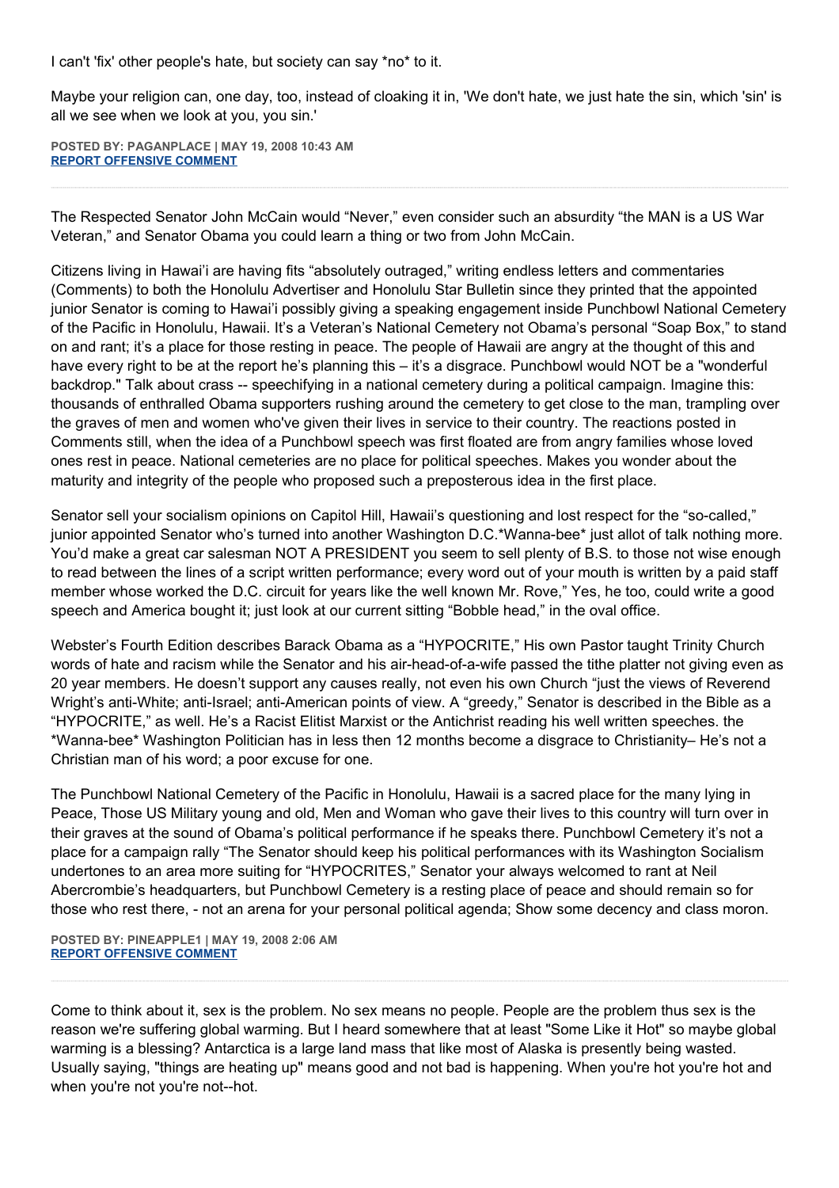I can't 'fix' other people's hate, but society can say *no* to it.

Maybe your religion can, one day, too, instead of cloaking it in, 'We don't hate, we just hate the sin, which 'sin' is all we see when we look at you, you sin.'

**POSTED BY: PAGANPLACE | MAY 19, 2008 10:43 AM**
**REPORT OFFENSIVE COMMENT**

---

The Respected Senator John McCain would “Never,” even consider such an absurdity “the MAN is a US War Veteran,” and Senator Obama you could learn a thing or two from John McCain.

Citizens living in Hawai'i are having fits “absolutely outraged,” writing endless letters and commentaries (Comments) to both the Honolulu Advertiser and Honolulu Star Bulletin since they printed that the appointed junior Senator is coming to Hawai'i possibly giving a speaking engagement inside Punchbowl National Cemetery of the Pacific in Honolulu, Hawaii. It's a Veteran's National Cemetery not Obama's personal “Soap Box,” to stand on and rant; it's a place for those resting in peace. The people of Hawaii are angry at the thought of this and have every right to be at the report he's planning this – it's a disgrace. Punchbowl would NOT be a "wonderful backdrop." Talk about crass -- speechifying in a national cemetery during a political campaign. Imagine this: thousands of enthralled Obama supporters rushing around the cemetery to get close to the man, trampling over the graves of men and women who've given their lives in service to their country. The reactions posted in Comments still, when the idea of a Punchbowl speech was first floated are from angry families whose loved ones rest in peace. National cemeteries are no place for political speeches. Makes you wonder about the maturity and integrity of the people who proposed such a preposterous idea in the first place.

Senator sell your socialism opinions on Capitol Hill, Hawaii's questioning and lost respect for the “so-called,” junior appointed Senator who's turned into another Washington D.C.*Wanna-bee* just allot of talk nothing more. You'd make a great car salesman NOT A PRESIDENT you seem to sell plenty of B.S. to those not wise enough to read between the lines of a script written performance; every word out of your mouth is written by a paid staff member whose worked the D.C. circuit for years like the well known Mr. Rove,” Yes, he too, could write a good speech and America bought it; just look at our current sitting “Bobble head,” in the oval office.

Webster's Fourth Edition describes Barack Obama as a “HYPOCRITE,” His own Pastor taught Trinity Church words of hate and racism while the Senator and his air-head-of-a-wife passed the tithe platter not giving even as 20 year members. He doesn't support any causes really, not even his own Church “just the views of Reverend Wright's anti-White; anti-Israel; anti-American points of view. A “greedy,” Senator is described in the Bible as a “HYPOCRITE,” as well. He's a Racist Elitist Marxist or the Antichrist reading his well written speeches. the *Wanna-bee* Washington Politician has in less then 12 months become a disgrace to Christianity– He's not a Christian man of his word; a poor excuse for one.

The Punchbowl National Cemetery of the Pacific in Honolulu, Hawaii is a sacred place for the many lying in Peace, Those US Military young and old, Men and Woman who gave their lives to this country will turn over in their graves at the sound of Obama's political performance if he speaks there. Punchbowl Cemetery it's not a place for a campaign rally “The Senator should keep his political performances with its Washington Socialism undertones to an area more suiting for “HYPOCRITES,” Senator your always welcomed to rant at Neil Abercrombie's headquarters, but Punchbowl Cemetery is a resting place of peace and should remain so for those who rest there, - not an arena for your personal political agenda; Show some decency and class moron.

**POSTED BY: PINEAPPLE1 | MAY 19, 2008 2:06 AM**
**REPORT OFFENSIVE COMMENT**

---

Come to think about it, sex is the problem. No sex means no people. People are the problem thus sex is the reason we're suffering global warming. But I heard somewhere that at least "Some Like it Hot" so maybe global warming is a blessing? Antarctica is a large land mass that like most of Alaska is presently being wasted. Usually saying, "things are heating up" means good and not bad is happening. When you're hot you're hot and when you're not you're not--hot.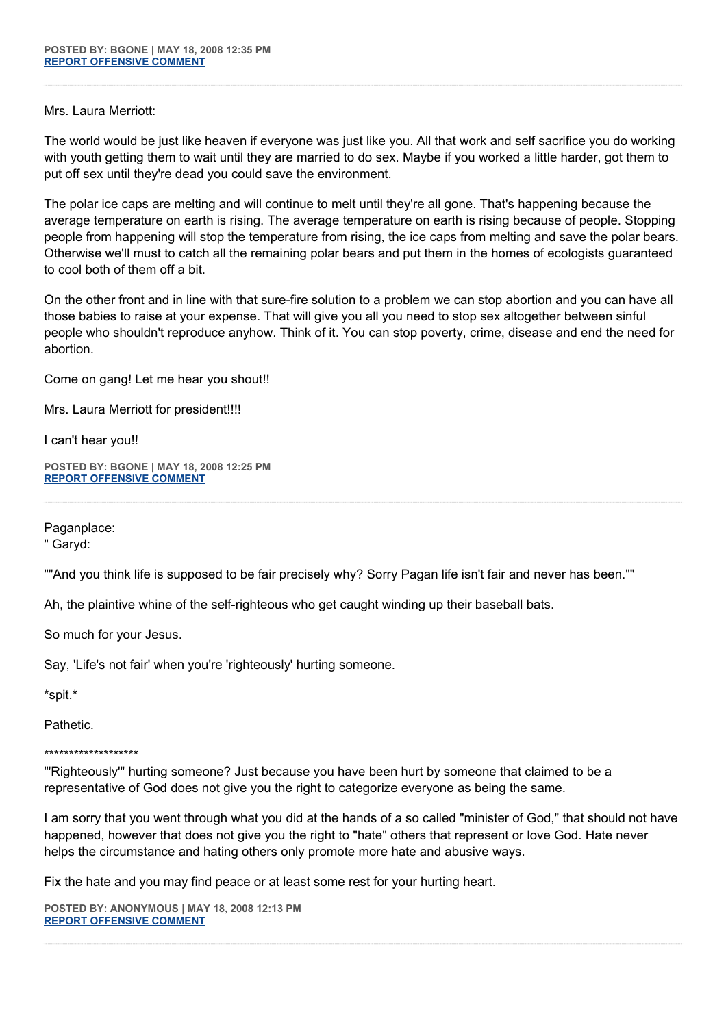**POSTED BY: BGONE | MAY 18, 2008 12:35 PM**
**REPORT OFFENSIVE COMMENT**

---

Mrs. Laura Merriott:

The world would be just like heaven if everyone was just like you. All that work and self sacrifice you do working with youth getting them to wait until they are married to do sex. Maybe if you worked a little harder, got them to put off sex until they're dead you could save the environment.

The polar ice caps are melting and will continue to melt until they're all gone. That's happening because the average temperature on earth is rising. The average temperature on earth is rising because of people. Stopping people from happening will stop the temperature from rising, the ice caps from melting and save the polar bears. Otherwise we'll must to catch all the remaining polar bears and put them in the homes of ecologists guaranteed to cool both of them off a bit.

On the other front and in line with that sure-fire solution to a problem we can stop abortion and you can have all those babies to raise at your expense. That will give you all you need to stop sex altogether between sinful people who shouldn't reproduce anyhow. Think of it. You can stop poverty, crime, disease and end the need for abortion.

Come on gang! Let me hear you shout!!

Mrs. Laura Merriott for president!!!!

I can't hear you!!

**POSTED BY: BGONE | MAY 18, 2008 12:25 PM**
**REPORT OFFENSIVE COMMENT**

---

Paganplace:
" Garyd:

""And you think life is supposed to be fair precisely why? Sorry Pagan life isn't fair and never has been.""

Ah, the plaintive whine of the self-righteous who get caught winding up their baseball bats.

So much for your Jesus.

Say, 'Life's not fair' when you're 'righteously' hurting someone.

*spit.*

Pathetic.

*******************
"'Righteously'" hurting someone? Just because you have been hurt by someone that claimed to be a representative of God does not give you the right to categorize everyone as being the same.

I am sorry that you went through what you did at the hands of a so called "minister of God," that should not have happened, however that does not give you the right to "hate" others that represent or love God. Hate never helps the circumstance and hating others only promote more hate and abusive ways.

Fix the hate and you may find peace or at least some rest for your hurting heart.

**POSTED BY: ANONYMOUS | MAY 18, 2008 12:13 PM**
**REPORT OFFENSIVE COMMENT**

---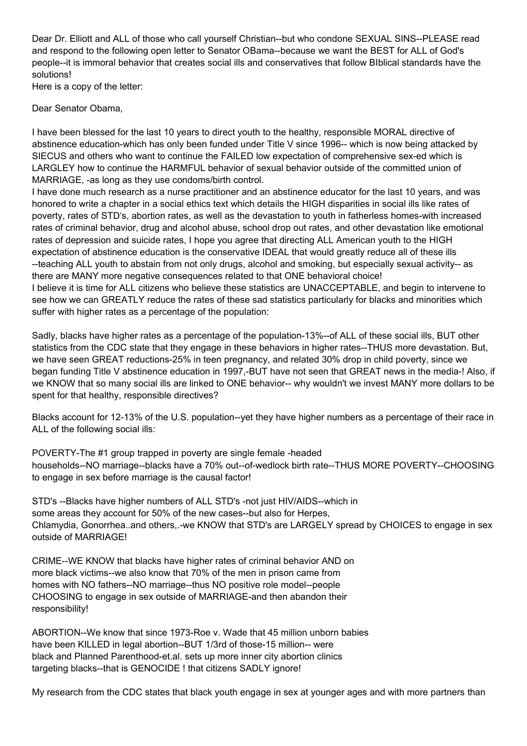Dear Dr. Elliott and ALL of those who call yourself Christian--but who condone SEXUAL SINS--PLEASE read and respond to the following open letter to Senator OBama--because we want the BEST for ALL of God's people--it is immoral behavior that creates social ills and conservatives that follow BIblical standards have the solutions!

Here is a copy of the letter:

Dear Senator Obama,

I have been blessed for the last 10 years to direct youth to the healthy, responsible MORAL directive of abstinence education-which has only been funded under Title V since 1996-- which is now being attacked by SIECUS and others who want to continue the FAILED low expectation of comprehensive sex-ed which is LARGLEY how to continue the HARMFUL behavior of sexual behavior outside of the committed union of MARRIAGE, -as long as they use condoms/birth control.

I have done much research as a nurse practitioner and an abstinence educator for the last 10 years, and was honored to write a chapter in a social ethics text which details the HIGH disparities in social ills like rates of poverty, rates of STD's, abortion rates, as well as the devastation to youth in fatherless homes-with increased rates of criminal behavior, drug and alcohol abuse, school drop out rates, and other devastation like emotional rates of depression and suicide rates, I hope you agree that directing ALL American youth to the HIGH expectation of abstinence education is the conservative IDEAL that would greatly reduce all of these ills --teaching ALL youth to abstain from not only drugs, alcohol and smoking, but especially sexual activity-- as there are MANY more negative consequences related to that ONE behavioral choice!

I believe it is time for ALL citizens who believe these statistics are UNACCEPTABLE, and begin to intervene to see how we can GREATLY reduce the rates of these sad statistics particularly for blacks and minorities which suffer with higher rates as a percentage of the population:

Sadly, blacks have higher rates as a percentage of the population-13%--of ALL of these social ills, BUT other statistics from the CDC state that they engage in these behaviors in higher rates--THUS more devastation. But, we have seen GREAT reductions-25% in teen pregnancy, and related 30% drop in child poverty, since we began funding Title V abstinence education in 1997,-BUT have not seen that GREAT news in the media-! Also, if we KNOW that so many social ills are linked to ONE behavior-- why wouldn't we invest MANY more dollars to be spent for that healthy, responsible directives?

Blacks account for 12-13% of the U.S. population--yet they have higher numbers as a percentage of their race in ALL of the following social ills:

POVERTY-The #1 group trapped in poverty are single female -headed households--NO marriage--blacks have a 70% out--of-wedlock birth rate--THUS MORE POVERTY--CHOOSING to engage in sex before marriage is the causal factor!

STD's --Blacks have higher numbers of ALL STD's -not just HIV/AIDS--which in some areas they account for 50% of the new cases--but also for Herpes, Chlamydia, Gonorrhea..and others,.-we KNOW that STD's are LARGELY spread by CHOICES to engage in sex outside of MARRIAGE!

CRIME--WE KNOW that blacks have higher rates of criminal behavior AND on more black victims--we also know that 70% of the men in prison came from homes with NO fathers--NO marriage--thus NO positive role model--people CHOOSING to engage in sex outside of MARRIAGE-and then abandon their responsibility!

ABORTION--We know that since 1973-Roe v. Wade that 45 million unborn babies have been KILLED in legal abortion--BUT 1/3rd of those-15 million-- were black and Planned Parenthood-et.al. sets up more inner city abortion clinics targeting blacks--that is GENOCIDE ! that citizens SADLY ignore!

My research from the CDC states that black youth engage in sex at younger ages and with more partners than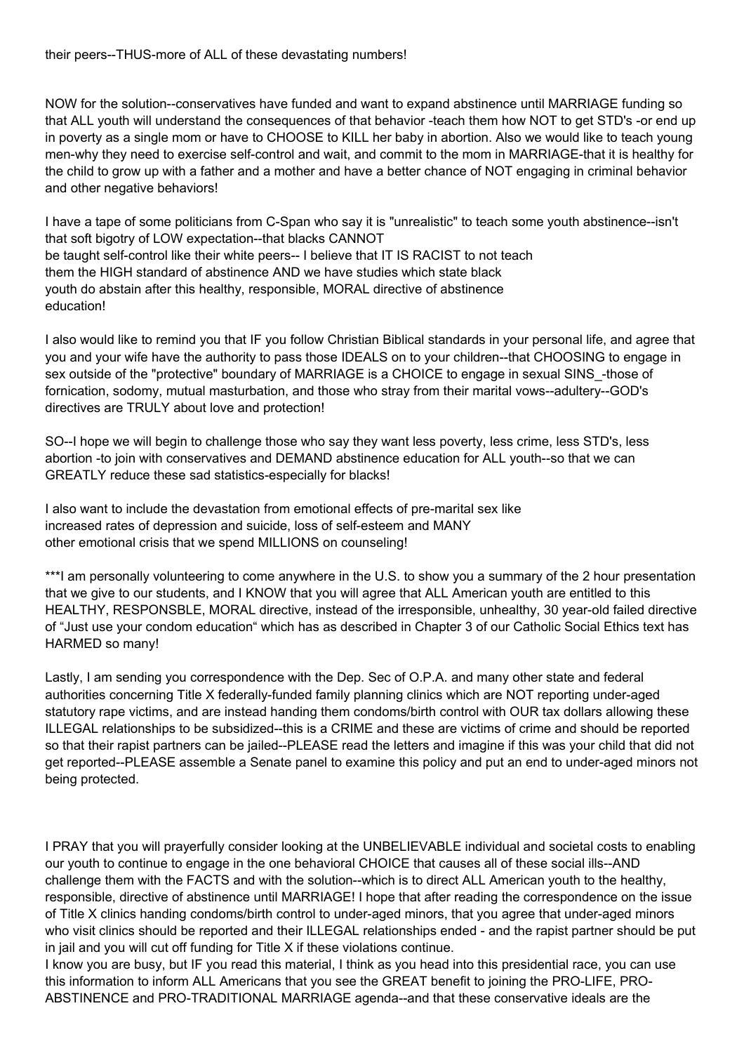their peers--THUS-more of ALL of these devastating numbers!

NOW for the solution--conservatives have funded and want to expand abstinence until MARRIAGE funding so that ALL youth will understand the consequences of that behavior -teach them how NOT to get STD's -or end up in poverty as a single mom or have to CHOOSE to KILL her baby in abortion. Also we would like to teach young men-why they need to exercise self-control and wait, and commit to the mom in MARRIAGE-that it is healthy for the child to grow up with a father and a mother and have a better chance of NOT engaging in criminal behavior and other negative behaviors!

I have a tape of some politicians from C-Span who say it is "unrealistic" to teach some youth abstinence--isn't that soft bigotry of LOW expectation--that blacks CANNOT
be taught self-control like their white peers-- I believe that IT IS RACIST to not teach
them the HIGH standard of abstinence AND we have studies which state black
youth do abstain after this healthy, responsible, MORAL directive of abstinence
education!

I also would like to remind you that IF you follow Christian Biblical standards in your personal life, and agree that you and your wife have the authority to pass those IDEALS on to your children--that CHOOSING to engage in sex outside of the "protective" boundary of MARRIAGE is a CHOICE to engage in sexual SINS_-those of fornication, sodomy, mutual masturbation, and those who stray from their marital vows--adultery--GOD's directives are TRULY about love and protection!

SO--I hope we will begin to challenge those who say they want less poverty, less crime, less STD's, less abortion -to join with conservatives and DEMAND abstinence education for ALL youth--so that we can GREATLY reduce these sad statistics-especially for blacks!

I also want to include the devastation from emotional effects of pre-marital sex like
increased rates of depression and suicide, loss of self-esteem and MANY
other emotional crisis that we spend MILLIONS on counseling!

***I am personally volunteering to come anywhere in the U.S. to show you a summary of the 2 hour presentation that we give to our students, and I KNOW that you will agree that ALL American youth are entitled to this HEALTHY, RESPONSBLE, MORAL directive, instead of the irresponsible, unhealthy, 30 year-old failed directive of "Just use your condom education" which has as described in Chapter 3 of our Catholic Social Ethics text has HARMED so many!

Lastly, I am sending you correspondence with the Dep. Sec of O.P.A. and many other state and federal authorities concerning Title X federally-funded family planning clinics which are NOT reporting under-aged statutory rape victims, and are instead handing them condoms/birth control with OUR tax dollars allowing these ILLEGAL relationships to be subsidized--this is a CRIME and these are victims of crime and should be reported so that their rapist partners can be jailed--PLEASE read the letters and imagine if this was your child that did not get reported--PLEASE assemble a Senate panel to examine this policy and put an end to under-aged minors not being protected.

I PRAY that you will prayerfully consider looking at the UNBELIEVABLE individual and societal costs to enabling our youth to continue to engage in the one behavioral CHOICE that causes all of these social ills--AND challenge them with the FACTS and with the solution--which is to direct ALL American youth to the healthy, responsible, directive of abstinence until MARRIAGE! I hope that after reading the correspondence on the issue of Title X clinics handing condoms/birth control to under-aged minors, that you agree that under-aged minors who visit clinics should be reported and their ILLEGAL relationships ended - and the rapist partner should be put in jail and you will cut off funding for Title X if these violations continue.
I know you are busy, but IF you read this material, I think as you head into this presidential race, you can use this information to inform ALL Americans that you see the GREAT benefit to joining the PRO-LIFE, PRO-ABSTINENCE and PRO-TRADITIONAL MARRIAGE agenda--and that these conservative ideals are the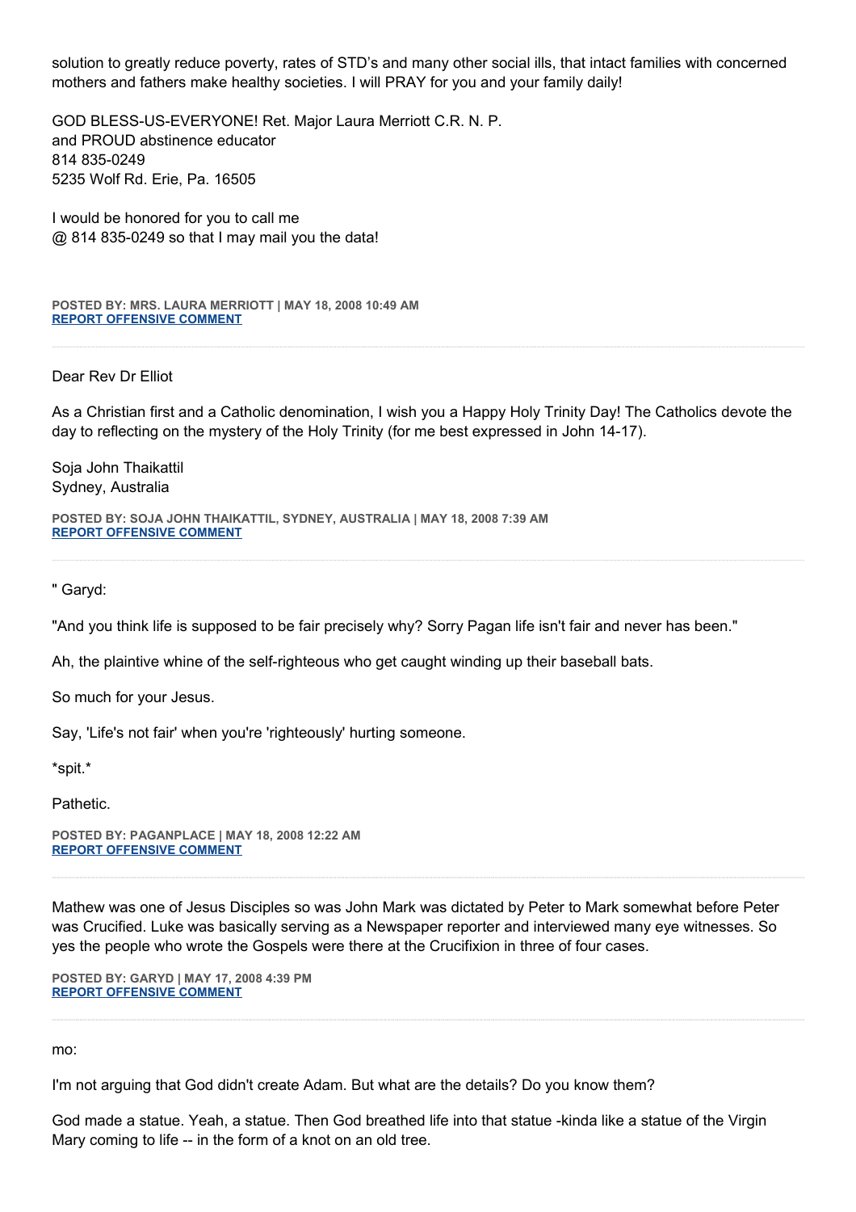solution to greatly reduce poverty, rates of STD's and many other social ills, that intact families with concerned mothers and fathers make healthy societies. I will PRAY for you and your family daily!

GOD BLESS-US-EVERYONE! Ret. Major Laura Merriott C.R. N. P.
and PROUD abstinence educator
814 835-0249
5235 Wolf Rd. Erie, Pa. 16505

I would be honored for you to call me
@ 814 835-0249 so that I may mail you the data!

**POSTED BY: MRS. LAURA MERRIOTT | MAY 18, 2008 10:49 AM**
**REPORT OFFENSIVE COMMENT**

---

Dear Rev Dr Elliot

As a Christian first and a Catholic denomination, I wish you a Happy Holy Trinity Day! The Catholics devote the day to reflecting on the mystery of the Holy Trinity (for me best expressed in John 14-17).

Soja John Thaikattil
Sydney, Australia

**POSTED BY: SOJA JOHN THAIKATTIL, SYDNEY, AUSTRALIA | MAY 18, 2008 7:39 AM**
**REPORT OFFENSIVE COMMENT**

---

" Garyd:

"And you think life is supposed to be fair precisely why? Sorry Pagan life isn't fair and never has been."

Ah, the plaintive whine of the self-righteous who get caught winding up their baseball bats.

So much for your Jesus.

Say, 'Life's not fair' when you're 'righteously' hurting someone.

*spit.*

Pathetic.

**POSTED BY: PAGANPLACE | MAY 18, 2008 12:22 AM**
**REPORT OFFENSIVE COMMENT**

---

Mathew was one of Jesus Disciples so was John Mark was dictated by Peter to Mark somewhat before Peter was Crucified. Luke was basically serving as a Newspaper reporter and interviewed many eye witnesses. So yes the people who wrote the Gospels were there at the Crucifixion in three of four cases.

**POSTED BY: GARYD | MAY 17, 2008 4:39 PM**
**REPORT OFFENSIVE COMMENT**

---

mo:

I'm not arguing that God didn't create Adam. But what are the details? Do you know them?

God made a statue. Yeah, a statue. Then God breathed life into that statue -kinda like a statue of the Virgin Mary coming to life -- in the form of a knot on an old tree.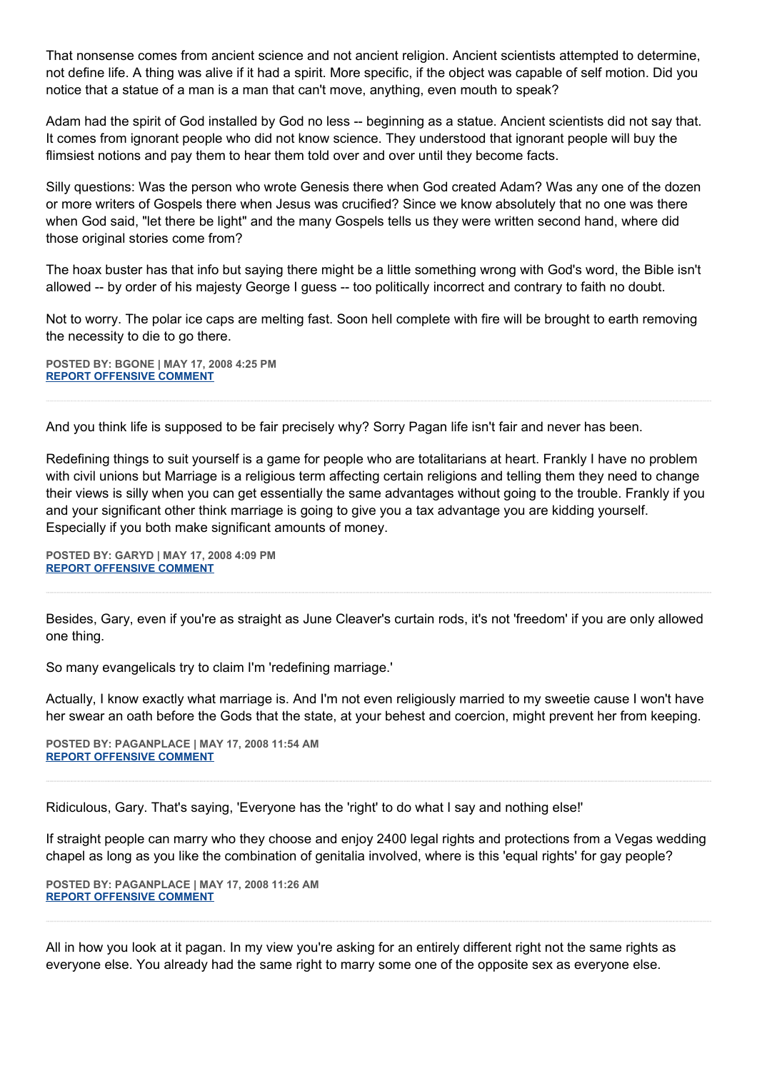That nonsense comes from ancient science and not ancient religion. Ancient scientists attempted to determine, not define life. A thing was alive if it had a spirit. More specific, if the object was capable of self motion. Did you notice that a statue of a man is a man that can't move, anything, even mouth to speak?

Adam had the spirit of God installed by God no less -- beginning as a statue. Ancient scientists did not say that. It comes from ignorant people who did not know science. They understood that ignorant people will buy the flimsiest notions and pay them to hear them told over and over until they become facts.

Silly questions: Was the person who wrote Genesis there when God created Adam? Was any one of the dozen or more writers of Gospels there when Jesus was crucified? Since we know absolutely that no one was there when God said, "let there be light" and the many Gospels tells us they were written second hand, where did those original stories come from?

The hoax buster has that info but saying there might be a little something wrong with God's word, the Bible isn't allowed -- by order of his majesty George I guess -- too politically incorrect and contrary to faith no doubt.

Not to worry. The polar ice caps are melting fast. Soon hell complete with fire will be brought to earth removing the necessity to die to go there.

**POSTED BY: BGONE | MAY 17, 2008 4:25 PM**
**REPORT OFFENSIVE COMMENT**

---

And you think life is supposed to be fair precisely why? Sorry Pagan life isn't fair and never has been.

Redefining things to suit yourself is a game for people who are totalitarians at heart. Frankly I have no problem with civil unions but Marriage is a religious term affecting certain religions and telling them they need to change their views is silly when you can get essentially the same advantages without going to the trouble. Frankly if you and your significant other think marriage is going to give you a tax advantage you are kidding yourself. Especially if you both make significant amounts of money.

**POSTED BY: GARYD | MAY 17, 2008 4:09 PM**
**REPORT OFFENSIVE COMMENT**

---

Besides, Gary, even if you're as straight as June Cleaver's curtain rods, it's not 'freedom' if you are only allowed one thing.

So many evangelicals try to claim I'm 'redefining marriage.'

Actually, I know exactly what marriage is. And I'm not even religiously married to my sweetie cause I won't have her swear an oath before the Gods that the state, at your behest and coercion, might prevent her from keeping.

**POSTED BY: PAGANPLACE | MAY 17, 2008 11:54 AM**
**REPORT OFFENSIVE COMMENT**

---

Ridiculous, Gary. That's saying, 'Everyone has the 'right' to do what I say and nothing else!'

If straight people can marry who they choose and enjoy 2400 legal rights and protections from a Vegas wedding chapel as long as you like the combination of genitalia involved, where is this 'equal rights' for gay people?

**POSTED BY: PAGANPLACE | MAY 17, 2008 11:26 AM**
**REPORT OFFENSIVE COMMENT**

---

All in how you look at it pagan. In my view you're asking for an entirely different right not the same rights as everyone else. You already had the same right to marry some one of the opposite sex as everyone else.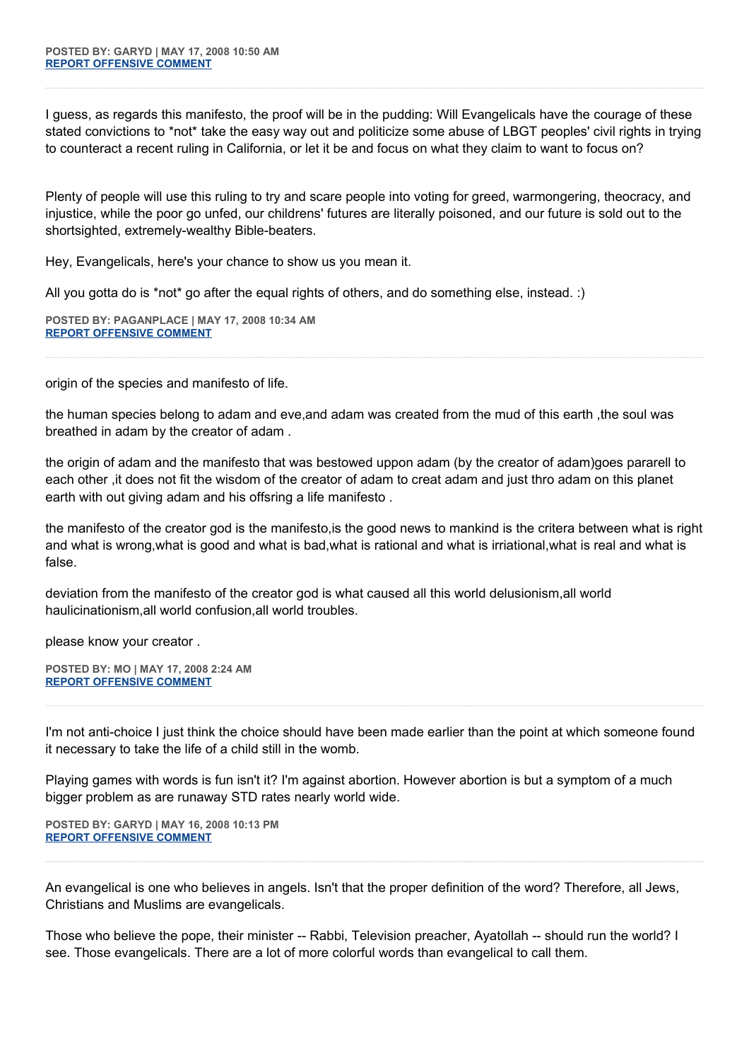**POSTED BY: GARYD | MAY 17, 2008 10:50 AM**
**REPORT OFFENSIVE COMMENT**

---

I guess, as regards this manifesto, the proof will be in the pudding: Will Evangelicals have the courage of these stated convictions to *not* take the easy way out and politicize some abuse of LBGT peoples' civil rights in trying to counteract a recent ruling in California, or let it be and focus on what they claim to want to focus on?

Plenty of people will use this ruling to try and scare people into voting for greed, warmongering, theocracy, and injustice, while the poor go unfed, our childrens' futures are literally poisoned, and our future is sold out to the shortsighted, extremely-wealthy Bible-beaters.

Hey, Evangelicals, here's your chance to show us you mean it.

All you gotta do is *not* go after the equal rights of others, and do something else, instead. :)

**POSTED BY: PAGANPLACE | MAY 17, 2008 10:34 AM**
**REPORT OFFENSIVE COMMENT**

---

origin of the species and manifesto of life.

the human species belong to adam and eve,and adam was created from the mud of this earth ,the soul was breathed in adam by the creator of adam .

the origin of adam and the manifesto that was bestowed uppon adam (by the creator of adam)goes pararell to each other ,it does not fit the wisdom of the creator of adam to creat adam and just thro adam on this planet earth with out giving adam and his offsring a life manifesto .

the manifesto of the creator god is the manifesto,is the good news to mankind is the critera between what is right and what is wrong,what is good and what is bad,what is rational and what is irriational,what is real and what is false.

deviation from the manifesto of the creator god is what caused all this world delusionism,all world haulicinationism,all world confusion,all world troubles.

please know your creator .

**POSTED BY: MO | MAY 17, 2008 2:24 AM**
**REPORT OFFENSIVE COMMENT**

---

I'm not anti-choice I just think the choice should have been made earlier than the point at which someone found it necessary to take the life of a child still in the womb.

Playing games with words is fun isn't it? I'm against abortion. However abortion is but a symptom of a much bigger problem as are runaway STD rates nearly world wide.

**POSTED BY: GARYD | MAY 16, 2008 10:13 PM**
**REPORT OFFENSIVE COMMENT**

---

An evangelical is one who believes in angels. Isn't that the proper definition of the word? Therefore, all Jews, Christians and Muslims are evangelicals.

Those who believe the pope, their minister -- Rabbi, Television preacher, Ayatollah -- should run the world? I see. Those evangelicals. There are a lot of more colorful words than evangelical to call them.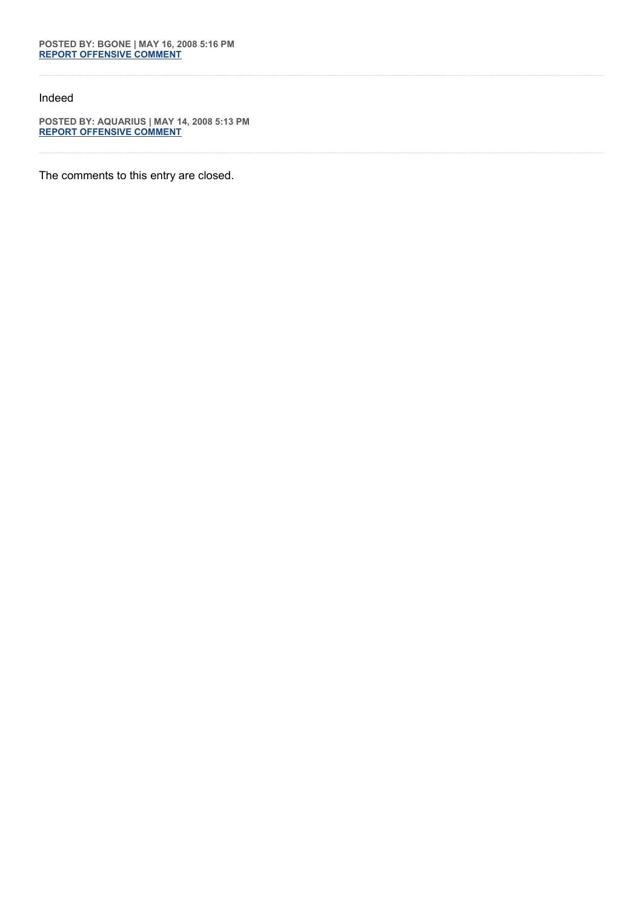**POSTED BY: BGONE | MAY 16, 2008 5:16 PM**
**REPORT OFFENSIVE COMMENT**

---

Indeed

**POSTED BY: AQUARIUS | MAY 14, 2008 5:13 PM**
**REPORT OFFENSIVE COMMENT**

---

The comments to this entry are closed.